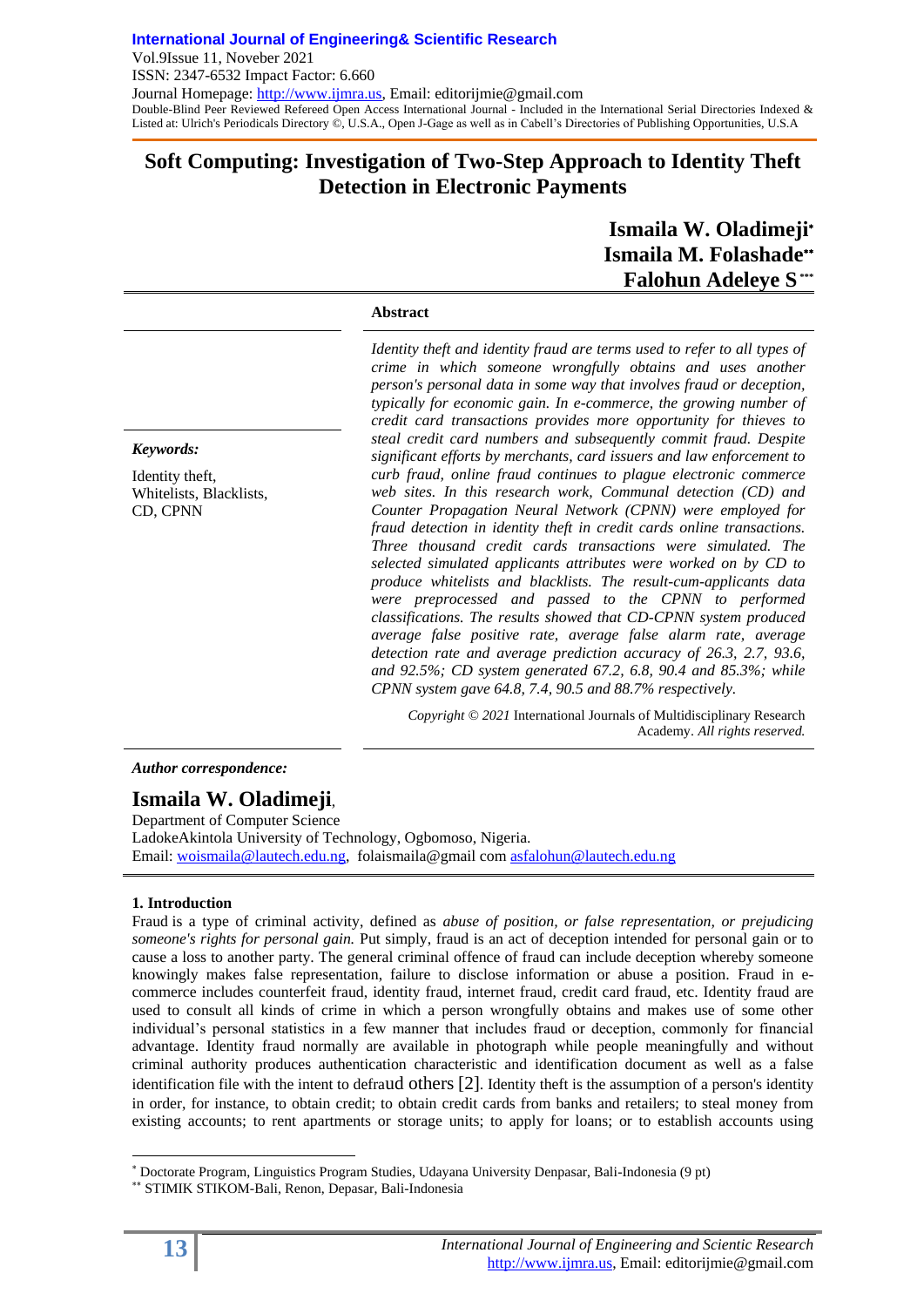# Soft Computing: Investigation of Two-Step Approach to Identity Theft Detection in Electronic Payments

**Ismaila W. Oladimeji***
**Ismaila M. Folashade****
**Falohun Adeleye S*****

**Keywords:**

Identity theft, Whitelists, Blacklists, CD, CPNN

**Abstract**

*Identity theft and identity fraud are terms used to refer to all types of crime in which someone wrongfully obtains and uses another person's personal data in some way that involves fraud or deception, typically for economic gain. In e-commerce, the growing number of credit card transactions provides more opportunity for thieves to steal credit card numbers and subsequently commit fraud. Despite significant efforts by merchants, card issuers and law enforcement to curb fraud, online fraud continues to plague electronic commerce web sites. In this research work, Communal detection (CD) and Counter Propagation Neural Network (CPNN) were employed for fraud detection in identity theft in credit cards online transactions. Three thousand credit cards transactions were simulated. The selected simulated applicants attributes were worked on by CD to produce whitelists and blacklists. The result-cum-applicants data were preprocessed and passed to the CPNN to performed classifications. The results showed that CD-CPNN system produced average false positive rate, average false alarm rate, average detection rate and average prediction accuracy of 26.3, 2.7, 93.6, and 92.5%; CD system generated 67.2, 6.8, 90.4 and 85.3%; while CPNN system gave 64.8, 7.4, 90.5 and 88.7% respectively.*

*Copyright © 2021* International Journals of Multidisciplinary Research Academy. *All rights reserved.*

***Author correspondence:***

**Ismaila W. Oladimeji**,
Department of Computer Science
LadokeAkintola University of Technology, Ogbomoso, Nigeria.
Email: woismaila@lautech.edu.ng, folaismaila@gmail com asfalohun@lautech.edu.ng

**1. Introduction**

Fraud is a type of criminal activity, defined as *abuse of position, or false representation, or prejudicing someone's rights for personal gain.* Put simply, fraud is an act of deception intended for personal gain or to cause a loss to another party. The general criminal offence of fraud can include deception whereby someone knowingly makes false representation, failure to disclose information or abuse a position. Fraud in e-commerce includes counterfeit fraud, identity fraud, internet fraud, credit card fraud, etc. Identity fraud are used to consult all kinds of crime in which a person wrongfully obtains and makes use of some other individual's personal statistics in a few manner that includes fraud or deception, commonly for financial advantage. Identity fraud normally are available in photograph while people meaningfully and without criminal authority produces authentication characteristic and identification document as well as a false identification file with the intent to defraud others [2]. Identity theft is the assumption of a person's identity in order, for instance, to obtain credit; to obtain credit cards from banks and retailers; to steal money from existing accounts; to rent apartments or storage units; to apply for loans; or to establish accounts using

* Doctorate Program, Linguistics Program Studies, Udayana University Denpasar, Bali-Indonesia (9 pt)

** STIMIK STIKOM-Bali, Renon, Depasar, Bali-Indonesia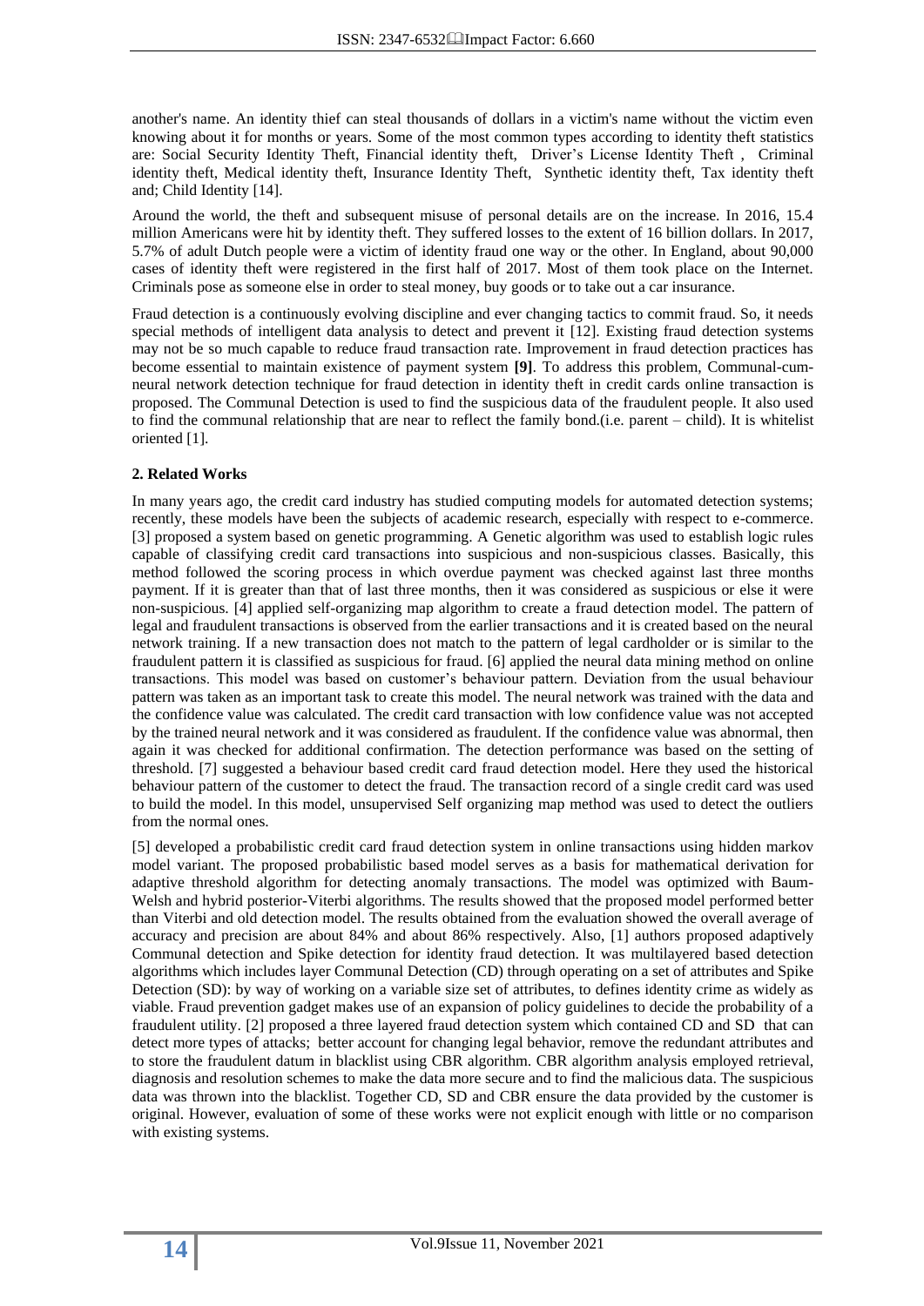another's name. An identity thief can steal thousands of dollars in a victim's name without the victim even knowing about it for months or years. Some of the most common types according to identity theft statistics are: Social Security Identity Theft, Financial identity theft, Driver's License Identity Theft , Criminal identity theft, Medical identity theft, Insurance Identity Theft, Synthetic identity theft, Tax identity theft and; Child Identity [14].

Around the world, the theft and subsequent misuse of personal details are on the increase. In 2016, 15.4 million Americans were hit by identity theft. They suffered losses to the extent of 16 billion dollars. In 2017, 5.7% of adult Dutch people were a victim of identity fraud one way or the other. In England, about 90,000 cases of identity theft were registered in the first half of 2017. Most of them took place on the Internet. Criminals pose as someone else in order to steal money, buy goods or to take out a car insurance.

Fraud detection is a continuously evolving discipline and ever changing tactics to commit fraud. So, it needs special methods of intelligent data analysis to detect and prevent it [12]. Existing fraud detection systems may not be so much capable to reduce fraud transaction rate. Improvement in fraud detection practices has become essential to maintain existence of payment system **[9]**. To address this problem, Communal-cum-neural network detection technique for fraud detection in identity theft in credit cards online transaction is proposed. The Communal Detection is used to find the suspicious data of the fraudulent people. It also used to find the communal relationship that are near to reflect the family bond.(i.e. parent – child). It is whitelist oriented [1].

## 2. Related Works

In many years ago, the credit card industry has studied computing models for automated detection systems; recently, these models have been the subjects of academic research, especially with respect to e-commerce. [3] proposed a system based on genetic programming. A Genetic algorithm was used to establish logic rules capable of classifying credit card transactions into suspicious and non-suspicious classes. Basically, this method followed the scoring process in which overdue payment was checked against last three months payment. If it is greater than that of last three months, then it was considered as suspicious or else it were non-suspicious. [4] applied self-organizing map algorithm to create a fraud detection model. The pattern of legal and fraudulent transactions is observed from the earlier transactions and it is created based on the neural network training. If a new transaction does not match to the pattern of legal cardholder or is similar to the fraudulent pattern it is classified as suspicious for fraud. [6] applied the neural data mining method on online transactions. This model was based on customer's behaviour pattern. Deviation from the usual behaviour pattern was taken as an important task to create this model. The neural network was trained with the data and the confidence value was calculated. The credit card transaction with low confidence value was not accepted by the trained neural network and it was considered as fraudulent. If the confidence value was abnormal, then again it was checked for additional confirmation. The detection performance was based on the setting of threshold. [7] suggested a behaviour based credit card fraud detection model. Here they used the historical behaviour pattern of the customer to detect the fraud. The transaction record of a single credit card was used to build the model. In this model, unsupervised Self organizing map method was used to detect the outliers from the normal ones.

[5] developed a probabilistic credit card fraud detection system in online transactions using hidden markov model variant. The proposed probabilistic based model serves as a basis for mathematical derivation for adaptive threshold algorithm for detecting anomaly transactions. The model was optimized with Baum-Welsh and hybrid posterior-Viterbi algorithms. The results showed that the proposed model performed better than Viterbi and old detection model. The results obtained from the evaluation showed the overall average of accuracy and precision are about 84% and about 86% respectively. Also, [1] authors proposed adaptively Communal detection and Spike detection for identity fraud detection. It was multilayered based detection algorithms which includes layer Communal Detection (CD) through operating on a set of attributes and Spike Detection (SD): by way of working on a variable size set of attributes, to defines identity crime as widely as viable. Fraud prevention gadget makes use of an expansion of policy guidelines to decide the probability of a fraudulent utility. [2] proposed a three layered fraud detection system which contained CD and SD that can detect more types of attacks; better account for changing legal behavior, remove the redundant attributes and to store the fraudulent datum in blacklist using CBR algorithm. CBR algorithm analysis employed retrieval, diagnosis and resolution schemes to make the data more secure and to find the malicious data. The suspicious data was thrown into the blacklist. Together CD, SD and CBR ensure the data provided by the customer is original. However, evaluation of some of these works were not explicit enough with little or no comparison with existing systems.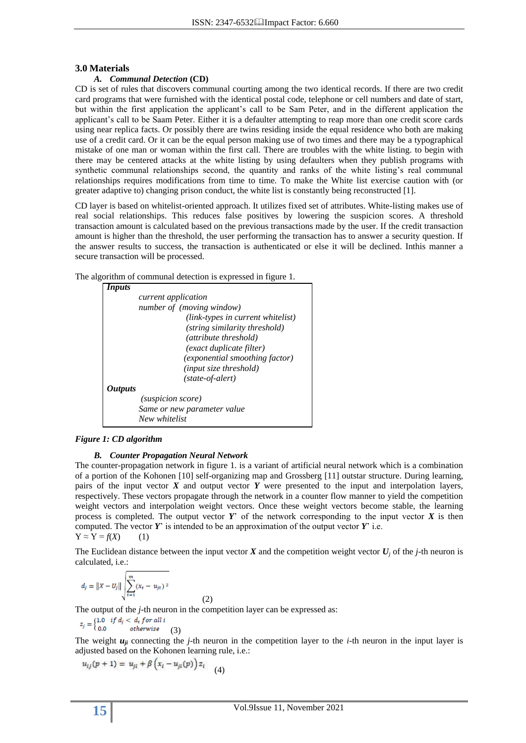## 3.0 Materials

### *A. Communal Detection* (CD)

CD is set of rules that discovers communal courting among the two identical records. If there are two credit card programs that were furnished with the identical postal code, telephone or cell numbers and date of start, but within the first application the applicant's call to be Sam Peter, and in the different application the applicant's call to be Saam Peter. Either it is a defaulter attempting to reap more than one credit score cards using near replica facts. Or possibly there are twins residing inside the equal residence who both are making use of a credit card. Or it can be the equal person making use of two times and there may be a typographical mistake of one man or woman within the first call. There are troubles with the white listing. to begin with there may be centered attacks at the white listing by using defaulters when they publish programs with synthetic communal relationships second, the quantity and ranks of the white listing's real communal relationships requires modifications from time to time. To make the White list exercise caution with (or greater adaptive to) changing prison conduct, the white list is constantly being reconstructed [1].

CD layer is based on whitelist-oriented approach. It utilizes fixed set of attributes. White-listing makes use of real social relationships. This reduces false positives by lowering the suspicion scores. A threshold transaction amount is calculated based on the previous transactions made by the user. If the credit transaction amount is higher than the threshold, the user performing the transaction has to answer a security question. If the answer results to success, the transaction is authenticated or else it will be declined. Inthis manner a secure transaction will be processed.

The algorithm of communal detection is expressed in figure 1.

| ***Inputs*** |
|---|
| *current application* |
| *number of (moving window)* |
| *(link-types in current whitelist)* |
| *(string similarity threshold)* |
| *(attribute threshold)* |
| *(exact duplicate filter)* |
| *(exponential smoothing factor)* |
| *(input size threshold)* |
| *(state-of-alert)* |
| ***Outputs*** |
| *(suspicion score)* |
| *Same or new parameter value* |
| *New whitelist* |

***Figure 1: CD algorithm***

### *B. Counter Propagation Neural Network*

The counter-propagation network in figure 1. is a variant of artificial neural network which is a combination of a portion of the Kohonen [10] self-organizing map and Grossberg [11] outstar structure. During learning, pairs of the input vector $\boldsymbol{X}$ and output vector $\boldsymbol{Y}$ were presented to the input and interpolation layers, respectively. These vectors propagate through the network in a counter flow manner to yield the competition weight vectors and interpolation weight vectors. Once these weight vectors become stable, the learning process is completed. The output vector $\boldsymbol{Y}'$ of the network corresponding to the input vector $\boldsymbol{X}$ is then computed. The vector $\boldsymbol{Y}'$ is intended to be an approximation of the output vector $\boldsymbol{Y}'$ i.e.

$$Y \approx Y = f(X) \qquad (1)$$

The Euclidean distance between the input vector $\boldsymbol{X}$ and the competition weight vector $\boldsymbol{U}_j$ of the $j$-th neuron is calculated, i.e.:

$$d_j = \|X - U_j\| \sqrt{\sum_{t=1}^{m} (x_t - u_{jt})^2} \qquad (2)$$

The output of the $j$-th neuron in the competition layer can be expressed as:

$$z_j = \begin{cases} 1.0 & \text{if } d_j < d_t \text{ for all } i \\ 0.0 & \text{otherwise} \end{cases} \qquad (3)$$

The weight $\boldsymbol{u}_{ji}$ connecting the $j$-th neuron in the competition layer to the $i$-th neuron in the input layer is adjusted based on the Kohonen learning rule, i.e.:

$$u_{ij}(p+1) = u_{ji} + \beta\left(x_i - u_{ji}(p)\right) z_i \qquad (4)$$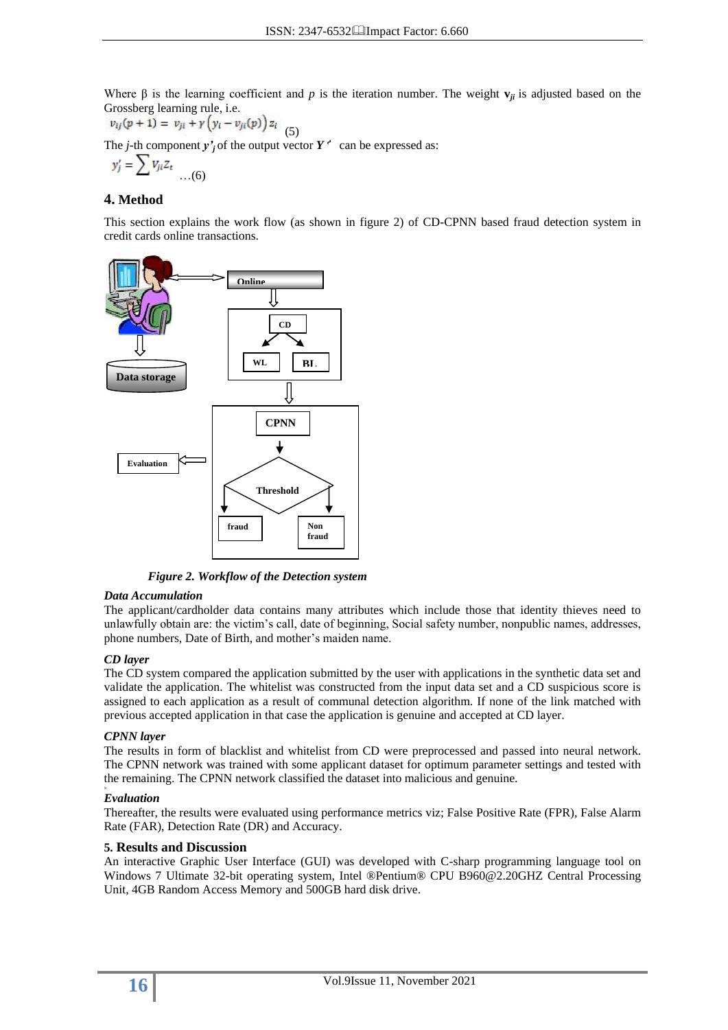Where β is the learning coefficient and $p$ is the iteration number. The weight $\mathbf{v}_{ji}$ is adjusted based on the Grossberg learning rule, i.e.

$$v_{ij}(p+1) = v_{ji} + \gamma\left(y_i - v_{ji}(p)\right) z_i \quad (5)$$

The $j$-th component $y'_j$ of the output vector $Y'$ can be expressed as:

$$y'_j = \sum v_{ji} z_t \quad \ldots(6)$$

## 4. Method

This section explains the work flow (as shown in figure 2) of CD-CPNN based fraud detection system in credit cards online transactions.

*Figure 2. Workflow of the Detection system*

### *Data Accumulation*

The applicant/cardholder data contains many attributes which include those that identity thieves need to unlawfully obtain are: the victim's call, date of beginning, Social safety number, nonpublic names, addresses, phone numbers, Date of Birth, and mother's maiden name.

### *CD layer*

The CD system compared the application submitted by the user with applications in the synthetic data set and validate the application. The whitelist was constructed from the input data set and a CD suspicious score is assigned to each application as a result of communal detection algorithm. If none of the link matched with previous accepted application in that case the application is genuine and accepted at CD layer.

### *CPNN layer*

The results in form of blacklist and whitelist from CD were preprocessed and passed into neural network. The CPNN network was trained with some applicant dataset for optimum parameter settings and tested with the remaining. The CPNN network classified the dataset into malicious and genuine.

### *Evaluation*

Thereafter, the results were evaluated using performance metrics viz; False Positive Rate (FPR), False Alarm Rate (FAR), Detection Rate (DR) and Accuracy.

## 5. Results and Discussion

An interactive Graphic User Interface (GUI) was developed with C-sharp programming language tool on Windows 7 Ultimate 32-bit operating system, Intel ®Pentium® CPU B960@2.20GHZ Central Processing Unit, 4GB Random Access Memory and 500GB hard disk drive.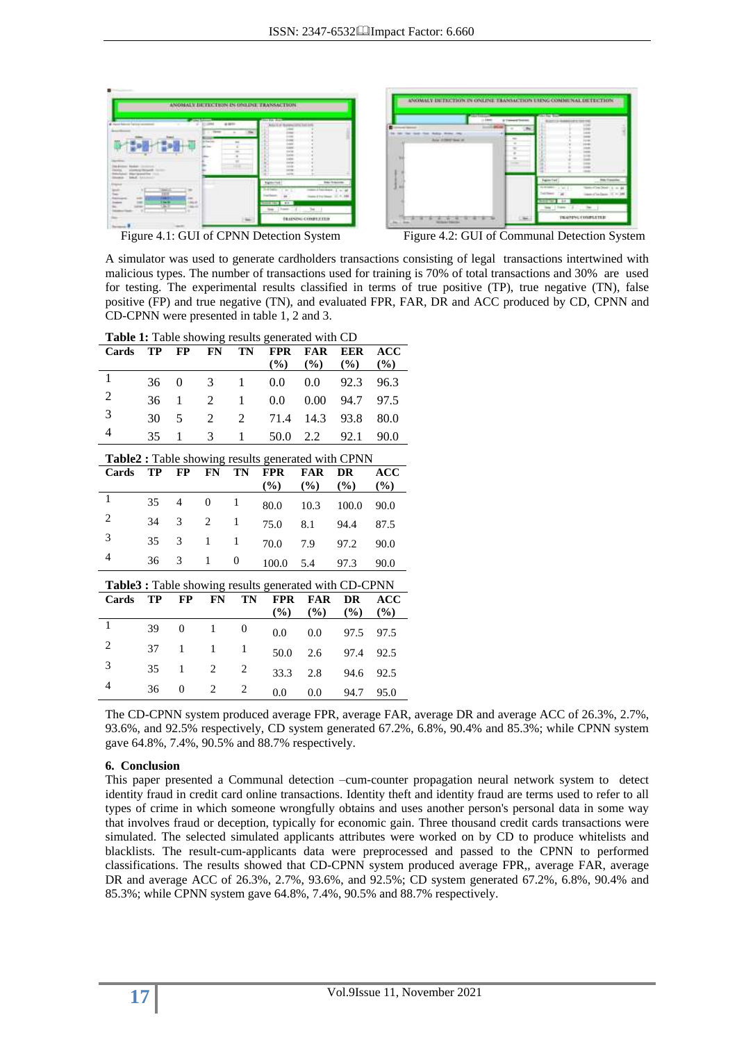Figure 4.1: GUI of CPNN Detection System

Figure 4.2: GUI of Communal Detection System

A simulator was used to generate cardholders transactions consisting of legal transactions intertwined with malicious types. The number of transactions used for training is 70% of total transactions and 30% are used for testing. The experimental results classified in terms of true positive (TP), true negative (TN), false positive (FP) and true negative (TN), and evaluated FPR, FAR, DR and ACC produced by CD, CPNN and CD-CPNN were presented in table 1, 2 and 3.

**Table 1:** Table showing results generated with CD

| Cards | TP | FP | FN | TN | FPR (%) | FAR (%) | EER (%) | ACC (%) |
|---|---|---|---|---|---|---|---|---|
| 1 | 36 | 0 | 3 | 1 | 0.0 | 0.0 | 92.3 | 96.3 |
| 2 | 36 | 1 | 2 | 1 | 0.0 | 0.00 | 94.7 | 97.5 |
| 3 | 30 | 5 | 2 | 2 | 71.4 | 14.3 | 93.8 | 80.0 |
| 4 | 35 | 1 | 3 | 1 | 50.0 | 2.2 | 92.1 | 90.0 |

**Table2 :** Table showing results generated with CPNN

| Cards | TP | FP | FN | TN | FPR (%) | FAR (%) | DR (%) | ACC (%) |
|---|---|---|---|---|---|---|---|---|
| 1 | 35 | 4 | 0 | 1 | 80.0 | 10.3 | 100.0 | 90.0 |
| 2 | 34 | 3 | 2 | 1 | 75.0 | 8.1 | 94.4 | 87.5 |
| 3 | 35 | 3 | 1 | 1 | 70.0 | 7.9 | 97.2 | 90.0 |
| 4 | 36 | 3 | 1 | 0 | 100.0 | 5.4 | 97.3 | 90.0 |

**Table3 :** Table showing results generated with CD-CPNN

| Cards | TP | FP | FN | TN | FPR (%) | FAR (%) | DR (%) | ACC (%) |
|---|---|---|---|---|---|---|---|---|
| 1 | 39 | 0 | 1 | 0 | 0.0 | 0.0 | 97.5 | 97.5 |
| 2 | 37 | 1 | 1 | 1 | 50.0 | 2.6 | 97.4 | 92.5 |
| 3 | 35 | 1 | 2 | 2 | 33.3 | 2.8 | 94.6 | 92.5 |
| 4 | 36 | 0 | 2 | 2 | 0.0 | 0.0 | 94.7 | 95.0 |

The CD-CPNN system produced average FPR, average FAR, average DR and average ACC of 26.3%, 2.7%, 93.6%, and 92.5% respectively, CD system generated 67.2%, 6.8%, 90.4% and 85.3%; while CPNN system gave 64.8%, 7.4%, 90.5% and 88.7% respectively.

### 6. Conclusion

This paper presented a Communal detection –cum-counter propagation neural network system to detect identity fraud in credit card online transactions. Identity theft and identity fraud are terms used to refer to all types of crime in which someone wrongfully obtains and uses another person's personal data in some way that involves fraud or deception, typically for economic gain. Three thousand credit cards transactions were simulated. The selected simulated applicants attributes were worked on by CD to produce whitelists and blacklists. The result-cum-applicants data were preprocessed and passed to the CPNN to performed classifications. The results showed that CD-CPNN system produced average FPR,, average FAR, average DR and average ACC of 26.3%, 2.7%, 93.6%, and 92.5%; CD system generated 67.2%, 6.8%, 90.4% and 85.3%; while CPNN system gave 64.8%, 7.4%, 90.5% and 88.7% respectively.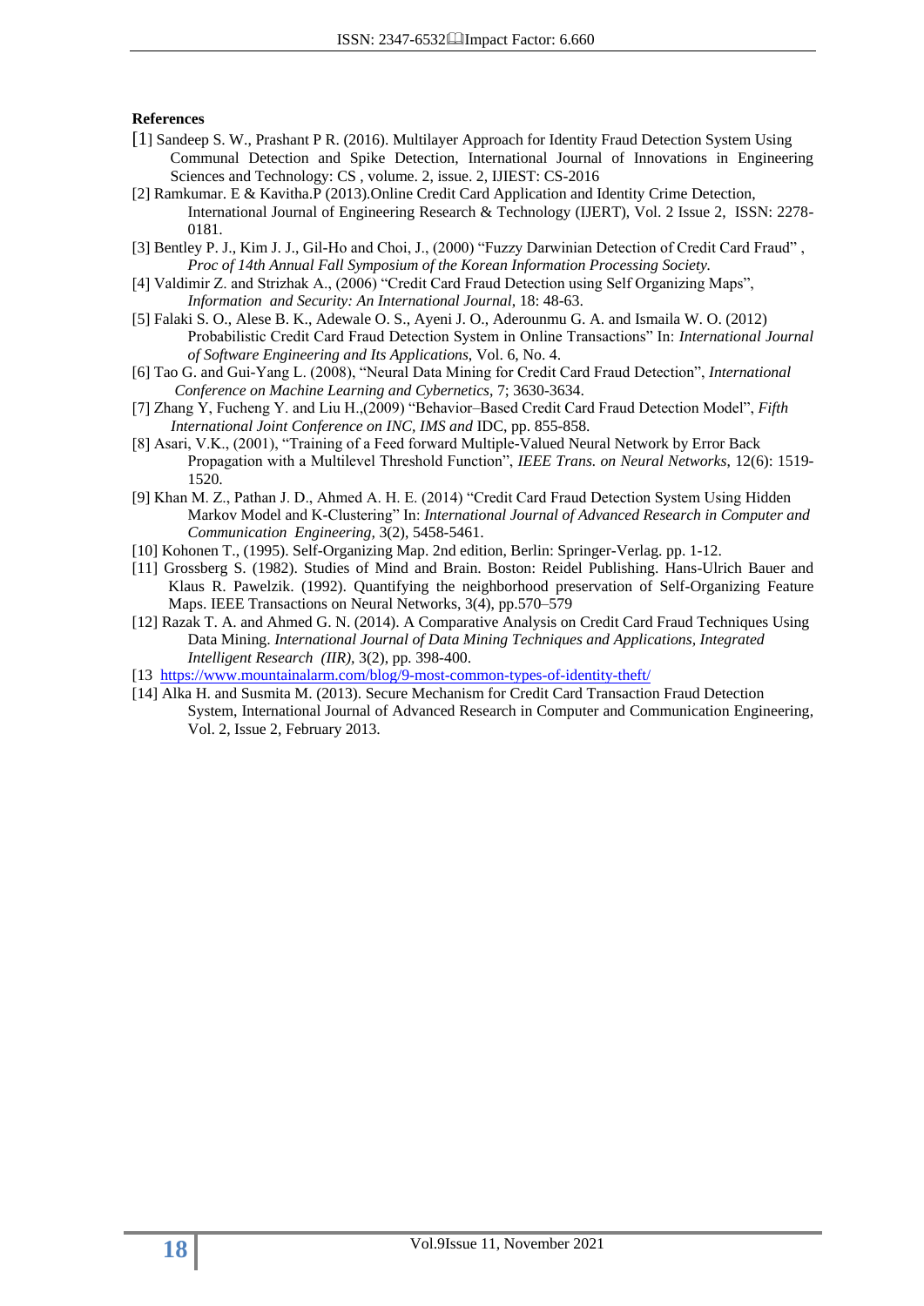**References**

[1] Sandeep S. W., Prashant P R. (2016). Multilayer Approach for Identity Fraud Detection System Using Communal Detection and Spike Detection, International Journal of Innovations in Engineering Sciences and Technology: CS , volume. 2, issue. 2, IJIEST: CS-2016

[2] Ramkumar. E & Kavitha.P (2013).Online Credit Card Application and Identity Crime Detection, International Journal of Engineering Research & Technology (IJERT), Vol. 2 Issue 2, ISSN: 2278-0181.

[3] Bentley P. J., Kim J. J., Gil-Ho and Choi, J., (2000) "Fuzzy Darwinian Detection of Credit Card Fraud" , *Proc of 14th Annual Fall Symposium of the Korean Information Processing Society.*

[4] Valdimir Z. and Strizhak A., (2006) "Credit Card Fraud Detection using Self Organizing Maps", *Information and Security: An International Journal*, 18: 48-63.

[5] Falaki S. O., Alese B. K., Adewale O. S., Ayeni J. O., Aderounmu G. A. and Ismaila W. O. (2012) Probabilistic Credit Card Fraud Detection System in Online Transactions" In: *International Journal of Software Engineering and Its Applications*, Vol. 6, No. 4.

[6] Tao G. and Gui-Yang L. (2008), "Neural Data Mining for Credit Card Fraud Detection", *International Conference on Machine Learning and Cybernetics*, 7; 3630-3634.

[7] Zhang Y, Fucheng Y. and Liu H.,(2009) "Behavior–Based Credit Card Fraud Detection Model", *Fifth International Joint Conference on INC, IMS and* IDC, pp. 855-858.

[8] Asari, V.K., (2001), "Training of a Feed forward Multiple-Valued Neural Network by Error Back Propagation with a Multilevel Threshold Function", *IEEE Trans. on Neural Networks*, 12(6): 1519-1520.

[9] Khan M. Z., Pathan J. D., Ahmed A. H. E. (2014) "Credit Card Fraud Detection System Using Hidden Markov Model and K-Clustering" In: *International Journal of Advanced Research in Computer and Communication Engineering,* 3(2), 5458-5461.

[10] Kohonen T., (1995). Self-Organizing Map. 2nd edition, Berlin: Springer-Verlag. pp. 1-12.

[11] Grossberg S. (1982). Studies of Mind and Brain. Boston: Reidel Publishing. Hans-Ulrich Bauer and Klaus R. Pawelzik. (1992). Quantifying the neighborhood preservation of Self-Organizing Feature Maps. IEEE Transactions on Neural Networks, 3(4), pp.570–579

[12] Razak T. A. and Ahmed G. N. (2014). A Comparative Analysis on Credit Card Fraud Techniques Using Data Mining. *International Journal of Data Mining Techniques and Applications, Integrated Intelligent Research (IIR),* 3(2), pp. 398-400.

[13 https://www.mountainalarm.com/blog/9-most-common-types-of-identity-theft/

[14] Alka H. and Susmita M. (2013). Secure Mechanism for Credit Card Transaction Fraud Detection System, International Journal of Advanced Research in Computer and Communication Engineering, Vol. 2, Issue 2, February 2013.